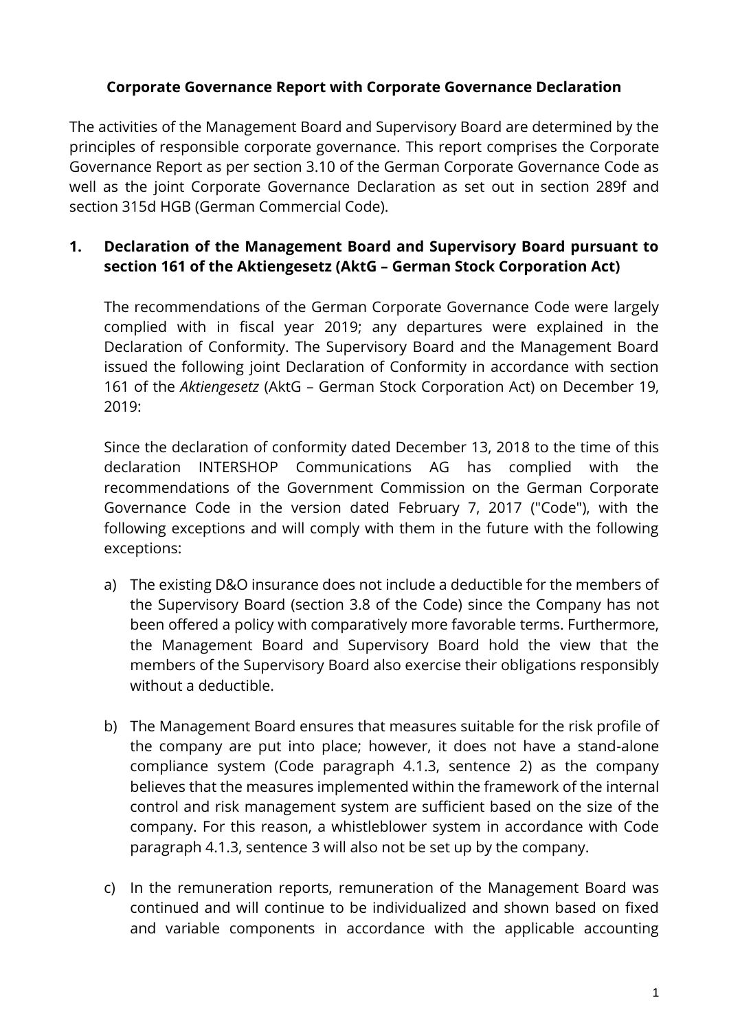# Corporate Governance Report with Corporate Governance Declaration

The activities of the Management Board and Supervisory Board are determined by the principles of responsible corporate governance. This report comprises the Corporate Governance Report as per section 3.10 of the German Corporate Governance Code as well as the joint Corporate Governance Declaration as set out in section 289f and section 315d HGB (German Commercial Code).

## 1. Declaration of the Management Board and Supervisory Board pursuant to section 161 of the Aktiengesetz (AktG – German Stock Corporation Act)

The recommendations of the German Corporate Governance Code were largely complied with in fiscal year 2019; any departures were explained in the Declaration of Conformity. The Supervisory Board and the Management Board issued the following joint Declaration of Conformity in accordance with section 161 of the *Aktiengesetz* (AktG – German Stock Corporation Act) on December 19, 2019:

Since the declaration of conformity dated December 13, 2018 to the time of this declaration INTERSHOP Communications AG has complied with the recommendations of the Government Commission on the German Corporate Governance Code in the version dated February 7, 2017 ("Code"), with the following exceptions and will comply with them in the future with the following exceptions:

a) The existing D&O insurance does not include a deductible for the members of the Supervisory Board (section 3.8 of the Code) since the Company has not been offered a policy with comparatively more favorable terms. Furthermore, the Management Board and Supervisory Board hold the view that the members of the Supervisory Board also exercise their obligations responsibly without a deductible.

b) The Management Board ensures that measures suitable for the risk profile of the company are put into place; however, it does not have a stand-alone compliance system (Code paragraph 4.1.3, sentence 2) as the company believes that the measures implemented within the framework of the internal control and risk management system are sufficient based on the size of the company. For this reason, a whistleblower system in accordance with Code paragraph 4.1.3, sentence 3 will also not be set up by the company.

c) In the remuneration reports, remuneration of the Management Board was continued and will continue to be individualized and shown based on fixed and variable components in accordance with the applicable accounting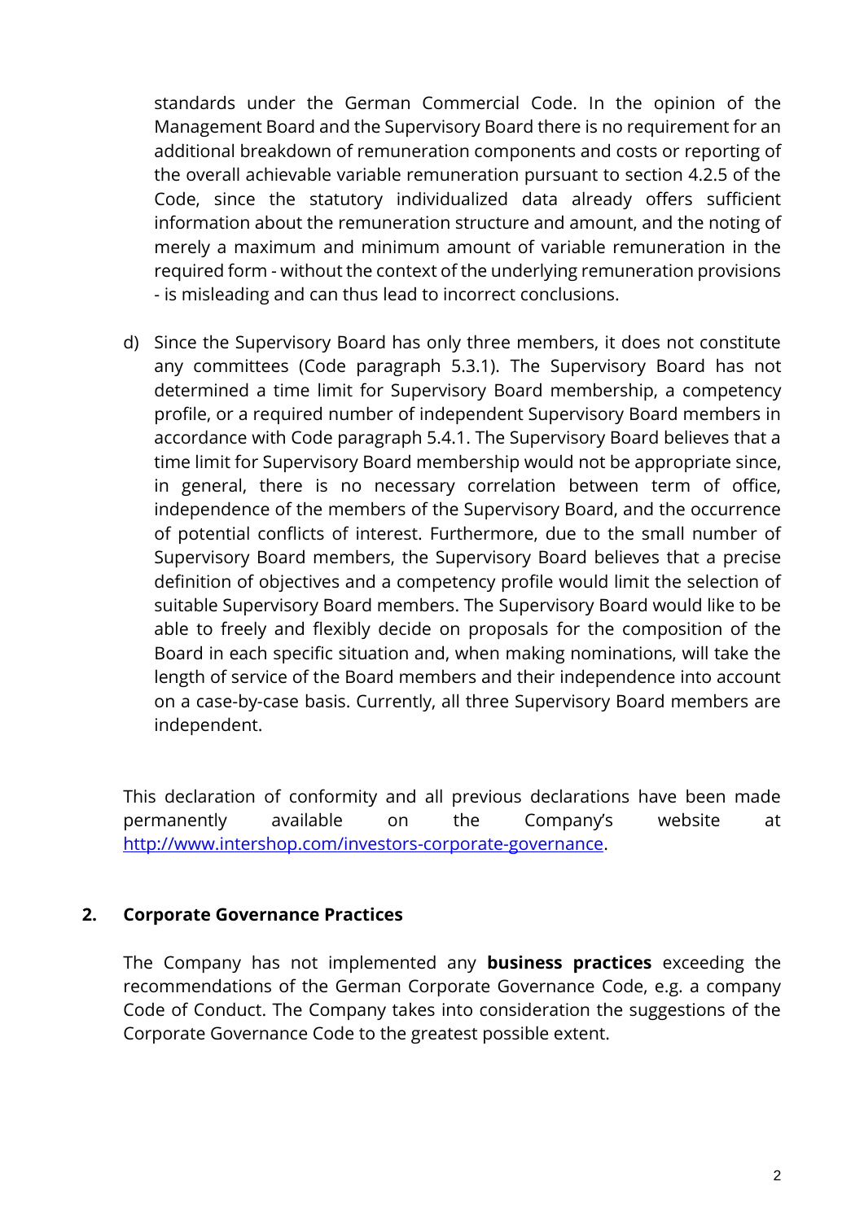standards under the German Commercial Code. In the opinion of the Management Board and the Supervisory Board there is no requirement for an additional breakdown of remuneration components and costs or reporting of the overall achievable variable remuneration pursuant to section 4.2.5 of the Code, since the statutory individualized data already offers sufficient information about the remuneration structure and amount, and the noting of merely a maximum and minimum amount of variable remuneration in the required form - without the context of the underlying remuneration provisions - is misleading and can thus lead to incorrect conclusions.

d) Since the Supervisory Board has only three members, it does not constitute any committees (Code paragraph 5.3.1). The Supervisory Board has not determined a time limit for Supervisory Board membership, a competency profile, or a required number of independent Supervisory Board members in accordance with Code paragraph 5.4.1. The Supervisory Board believes that a time limit for Supervisory Board membership would not be appropriate since, in general, there is no necessary correlation between term of office, independence of the members of the Supervisory Board, and the occurrence of potential conflicts of interest. Furthermore, due to the small number of Supervisory Board members, the Supervisory Board believes that a precise definition of objectives and a competency profile would limit the selection of suitable Supervisory Board members. The Supervisory Board would like to be able to freely and flexibly decide on proposals for the composition of the Board in each specific situation and, when making nominations, will take the length of service of the Board members and their independence into account on a case-by-case basis. Currently, all three Supervisory Board members are independent.

This declaration of conformity and all previous declarations have been made permanently available on the Company's website at [http://www.intershop.com/investors-corporate-governance](http://www.intershop.com/investors-corporate-governance).

## 2. Corporate Governance Practices

The Company has not implemented any **business practices** exceeding the recommendations of the German Corporate Governance Code, e.g. a company Code of Conduct. The Company takes into consideration the suggestions of the Corporate Governance Code to the greatest possible extent.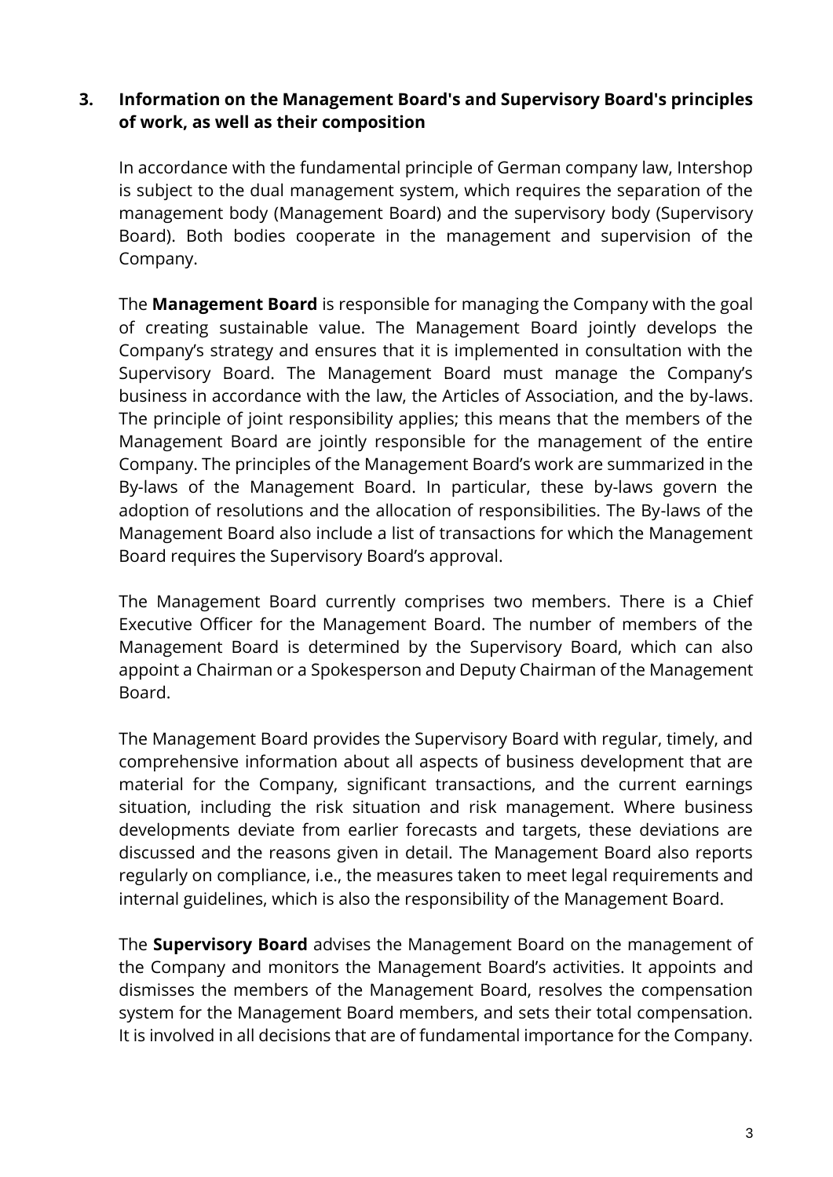## 3. Information on the Management Board's and Supervisory Board's principles of work, as well as their composition

In accordance with the fundamental principle of German company law, Intershop is subject to the dual management system, which requires the separation of the management body (Management Board) and the supervisory body (Supervisory Board). Both bodies cooperate in the management and supervision of the Company.

The **Management Board** is responsible for managing the Company with the goal of creating sustainable value. The Management Board jointly develops the Company's strategy and ensures that it is implemented in consultation with the Supervisory Board. The Management Board must manage the Company's business in accordance with the law, the Articles of Association, and the by-laws. The principle of joint responsibility applies; this means that the members of the Management Board are jointly responsible for the management of the entire Company. The principles of the Management Board's work are summarized in the By-laws of the Management Board. In particular, these by-laws govern the adoption of resolutions and the allocation of responsibilities. The By-laws of the Management Board also include a list of transactions for which the Management Board requires the Supervisory Board's approval.

The Management Board currently comprises two members. There is a Chief Executive Officer for the Management Board. The number of members of the Management Board is determined by the Supervisory Board, which can also appoint a Chairman or a Spokesperson and Deputy Chairman of the Management Board.

The Management Board provides the Supervisory Board with regular, timely, and comprehensive information about all aspects of business development that are material for the Company, significant transactions, and the current earnings situation, including the risk situation and risk management. Where business developments deviate from earlier forecasts and targets, these deviations are discussed and the reasons given in detail. The Management Board also reports regularly on compliance, i.e., the measures taken to meet legal requirements and internal guidelines, which is also the responsibility of the Management Board.

The **Supervisory Board** advises the Management Board on the management of the Company and monitors the Management Board's activities. It appoints and dismisses the members of the Management Board, resolves the compensation system for the Management Board members, and sets their total compensation. It is involved in all decisions that are of fundamental importance for the Company.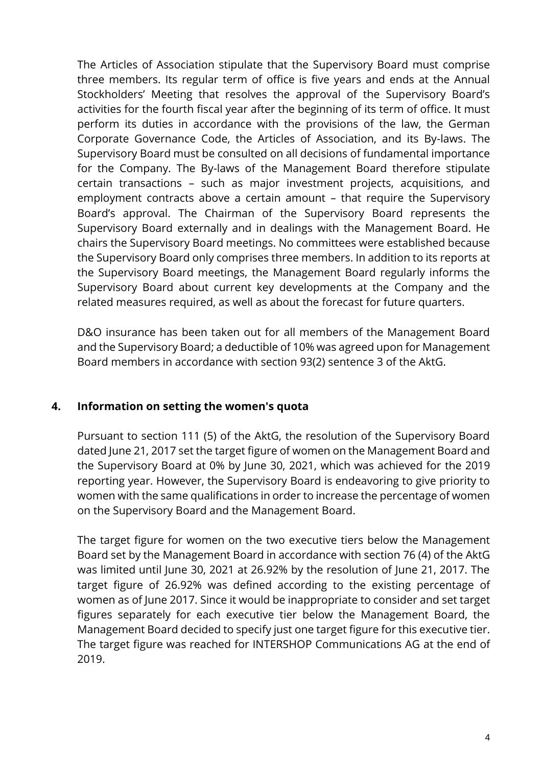The Articles of Association stipulate that the Supervisory Board must comprise three members. Its regular term of office is five years and ends at the Annual Stockholders' Meeting that resolves the approval of the Supervisory Board's activities for the fourth fiscal year after the beginning of its term of office. It must perform its duties in accordance with the provisions of the law, the German Corporate Governance Code, the Articles of Association, and its By-laws. The Supervisory Board must be consulted on all decisions of fundamental importance for the Company. The By-laws of the Management Board therefore stipulate certain transactions – such as major investment projects, acquisitions, and employment contracts above a certain amount – that require the Supervisory Board's approval. The Chairman of the Supervisory Board represents the Supervisory Board externally and in dealings with the Management Board. He chairs the Supervisory Board meetings. No committees were established because the Supervisory Board only comprises three members. In addition to its reports at the Supervisory Board meetings, the Management Board regularly informs the Supervisory Board about current key developments at the Company and the related measures required, as well as about the forecast for future quarters.

D&O insurance has been taken out for all members of the Management Board and the Supervisory Board; a deductible of 10% was agreed upon for Management Board members in accordance with section 93(2) sentence 3 of the AktG.

## 4. Information on setting the women's quota

Pursuant to section 111 (5) of the AktG, the resolution of the Supervisory Board dated June 21, 2017 set the target figure of women on the Management Board and the Supervisory Board at 0% by June 30, 2021, which was achieved for the 2019 reporting year. However, the Supervisory Board is endeavoring to give priority to women with the same qualifications in order to increase the percentage of women on the Supervisory Board and the Management Board.

The target figure for women on the two executive tiers below the Management Board set by the Management Board in accordance with section 76 (4) of the AktG was limited until June 30, 2021 at 26.92% by the resolution of June 21, 2017. The target figure of 26.92% was defined according to the existing percentage of women as of June 2017. Since it would be inappropriate to consider and set target figures separately for each executive tier below the Management Board, the Management Board decided to specify just one target figure for this executive tier. The target figure was reached for INTERSHOP Communications AG at the end of 2019.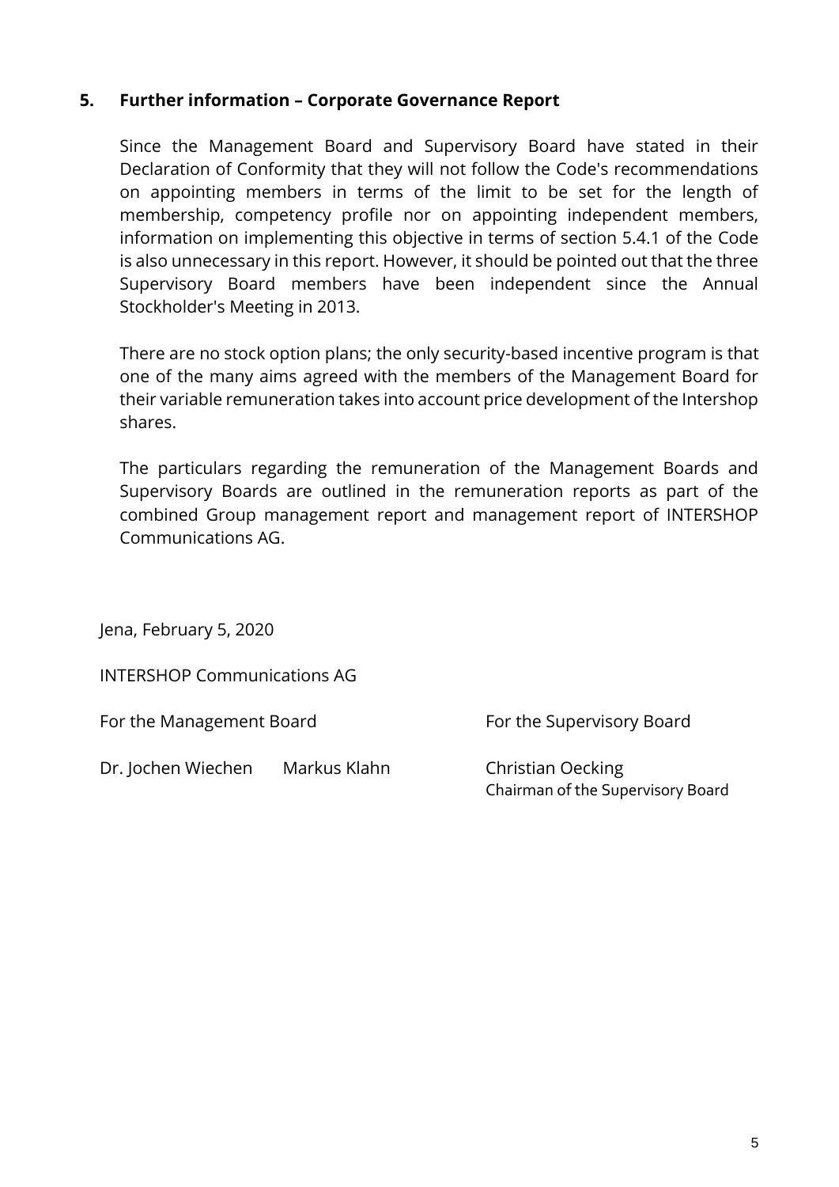## 5. Further information – Corporate Governance Report

Since the Management Board and Supervisory Board have stated in their Declaration of Conformity that they will not follow the Code's recommendations on appointing members in terms of the limit to be set for the length of membership, competency profile nor on appointing independent members, information on implementing this objective in terms of section 5.4.1 of the Code is also unnecessary in this report. However, it should be pointed out that the three Supervisory Board members have been independent since the Annual Stockholder's Meeting in 2013.

There are no stock option plans; the only security-based incentive program is that one of the many aims agreed with the members of the Management Board for their variable remuneration takes into account price development of the Intershop shares.

The particulars regarding the remuneration of the Management Boards and Supervisory Boards are outlined in the remuneration reports as part of the combined Group management report and management report of INTERSHOP Communications AG.

Jena, February 5, 2020

INTERSHOP Communications AG

For the Management Board

Dr. Jochen Wiechen

Markus Klahn

For the Supervisory Board

Christian Oecking
Chairman of the Supervisory Board